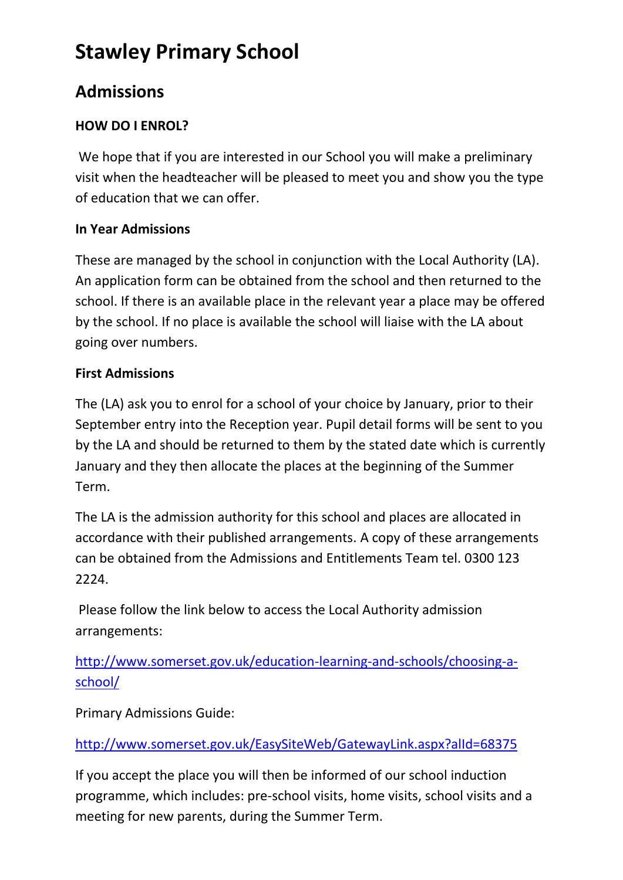# Stawley Primary School

## Admissions

### HOW DO I ENROL?

We hope that if you are interested in our School you will make a preliminary visit when the headteacher will be pleased to meet you and show you the type of education that we can offer.

### In Year Admissions

These are managed by the school in conjunction with the Local Authority (LA). An application form can be obtained from the school and then returned to the school. If there is an available place in the relevant year a place may be offered by the school. If no place is available the school will liaise with the LA about going over numbers.

### First Admissions

The (LA) ask you to enrol for a school of your choice by January, prior to their September entry into the Reception year. Pupil detail forms will be sent to you by the LA and should be returned to them by the stated date which is currently January and they then allocate the places at the beginning of the Summer Term.

The LA is the admission authority for this school and places are allocated in accordance with their published arrangements. A copy of these arrangements can be obtained from the Admissions and Entitlements Team tel. 0300 123 2224.

Please follow the link below to access the Local Authority admission arrangements:

[http://www.somerset.gov.uk/education-learning-and-schools/choosing-a-school/](http://www.somerset.gov.uk/education-learning-and-schools/choosing-a-school/)

Primary Admissions Guide:

[http://www.somerset.gov.uk/EasySiteWeb/GatewayLink.aspx?alId=68375](http://www.somerset.gov.uk/EasySiteWeb/GatewayLink.aspx?alId=68375)

If you accept the place you will then be informed of our school induction programme, which includes: pre-school visits, home visits, school visits and a meeting for new parents, during the Summer Term.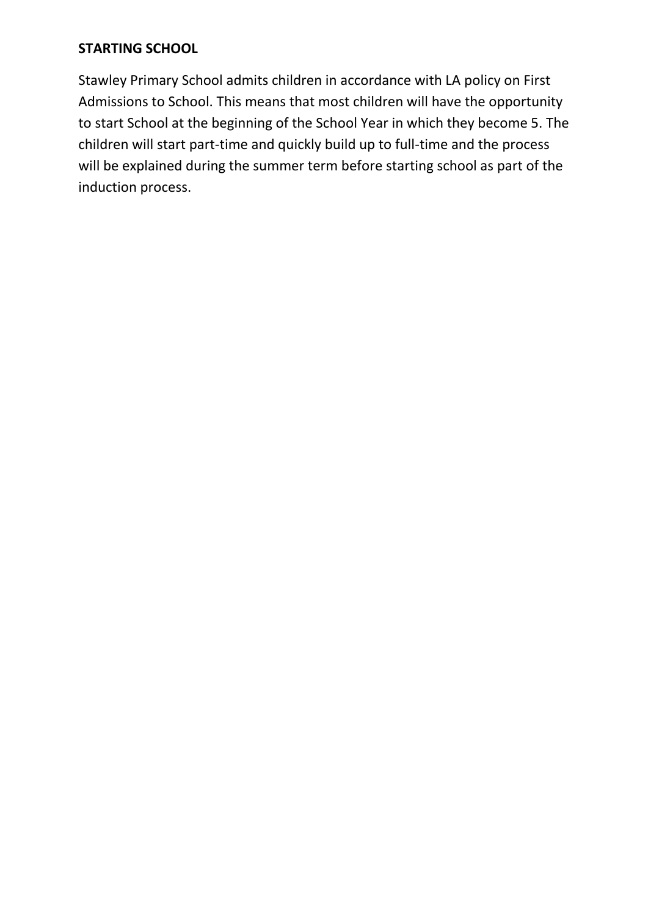**STARTING SCHOOL**

Stawley Primary School admits children in accordance with LA policy on First Admissions to School. This means that most children will have the opportunity to start School at the beginning of the School Year in which they become 5. The children will start part-time and quickly build up to full-time and the process will be explained during the summer term before starting school as part of the induction process.